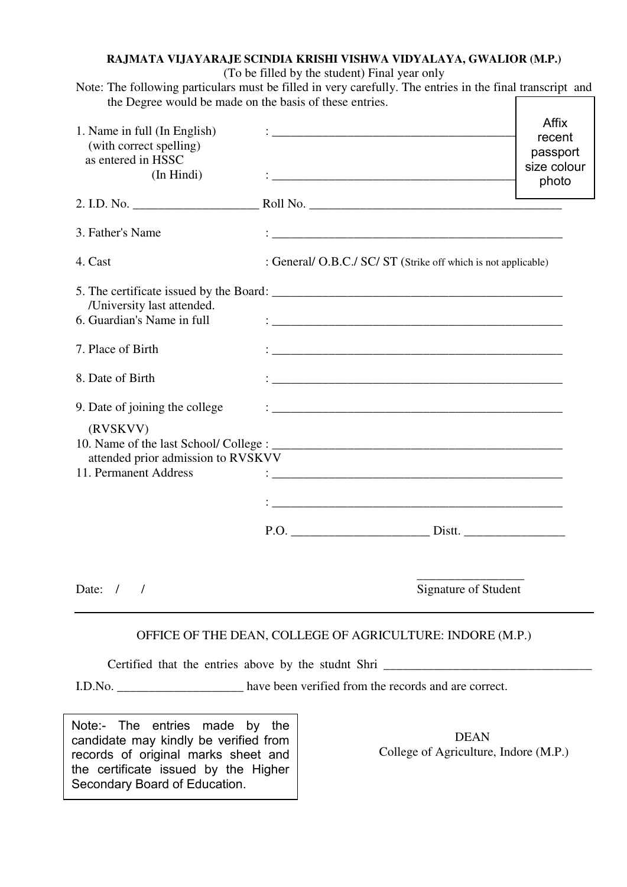**RAJMATA VIJAYARAJE SCINDIA KRISHI VISHWA VIDYALAYA, GWALIOR (M.P.)**

(To be filled by the student) Final year only

Note: The following particulars must be filled in very carefully. The entries in the final transcript and the Degree would be made on the basis of these entries.

Affix recent passport size colour photo

1. Name in full (In English) (with correct spelling) as entered in HSSC : ______________________________

   (In Hindi) : ______________________________

2. I.D. No. ____________________ Roll No. ______________________________

3. Father's Name : ______________________________

4. Cast : General/ O.B.C./ SC/ ST (Strike off which is not applicable)

5. The certificate issued by the Board /University last attended. : ______________________________

6. Guardian's Name in full : ______________________________

7. Place of Birth : ______________________________

8. Date of Birth : ______________________________

9. Date of joining the college (RVSKVV) : ______________________________

10. Name of the last School/ College attended prior admission to RVSKVV : ______________________________

11. Permanent Address : ______________________________

    : ______________________________

    P.O. ______________________ Distt. ________________

Date: / /

_________________
Signature of Student

---

OFFICE OF THE DEAN, COLLEGE OF AGRICULTURE: INDORE (M.P.)

Certified that the entries above by the studnt Shri _________________________________ I.D.No. ____________________ have been verified from the records and are correct.

Note:- The entries made by the candidate may kindly be verified from records of original marks sheet and the certificate issued by the Higher Secondary Board of Education.

DEAN
College of Agriculture, Indore (M.P.)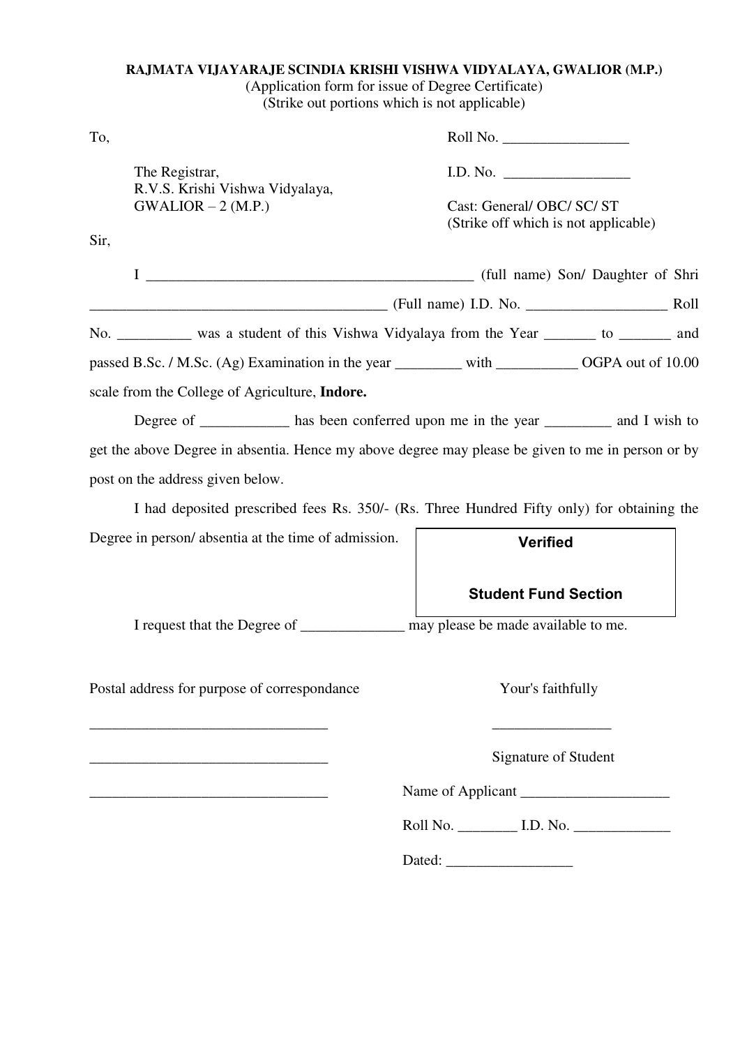**RAJMATA VIJAYARAJE SCINDIA KRISHI VISHWA VIDYALAYA, GWALIOR (M.P.)**

(Application form for issue of Degree Certificate)

(Strike out portions which is not applicable)

To,

The Registrar,
R.V.S. Krishi Vishwa Vidyalaya,
GWALIOR – 2 (M.P.)

Roll No. _________________

I.D. No. _________________

Cast: General/ OBC/ SC/ ST
(Strike off which is not applicable)

Sir,

I ____________________________________________ (full name) Son/ Daughter of Shri ________________________________________ (Full name) I.D. No. ___________________ Roll No. __________ was a student of this Vishwa Vidyalaya from the Year _______ to _______ and passed B.Sc. / M.Sc. (Ag) Examination in the year _________ with ___________ OGPA out of 10.00 scale from the College of Agriculture, **Indore.**

Degree of ____________ has been conferred upon me in the year _________ and I wish to get the above Degree in absentia. Hence my above degree may please be given to me in person or by post on the address given below.

I had deposited prescribed fees Rs. 350/- (Rs. Three Hundred Fifty only) for obtaining the Degree in person/ absentia at the time of admission.

**Verified**

**Student Fund Section**

I request that the Degree of ______________ may please be made available to me.

Postal address for purpose of correspondance

________________________________

________________________________

________________________________

Your's faithfully

________________

Signature of Student

Name of Applicant ____________________

Roll No. ________ I.D. No. _____________

Dated: _________________